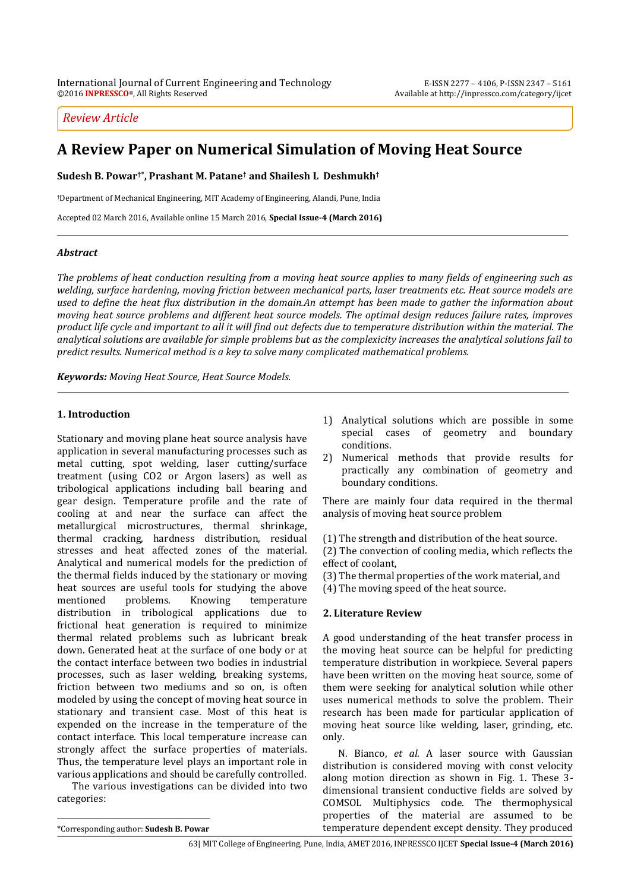*Review Article*

# A Review Paper on Numerical Simulation of Moving Heat Source

**Sudesh B. Powar[†*], Prashant M. Patane[†] and Shailesh L Deshmukh[†]**

[†]Department of Mechanical Engineering, MIT Academy of Engineering, Alandi, Pune, India

Accepted 02 March 2016, Available online 15 March 2016, **Special Issue-4 (March 2016)**

### *Abstract*

*The problems of heat conduction resulting from a moving heat source applies to many fields of engineering such as welding, surface hardening, moving friction between mechanical parts, laser treatments etc. Heat source models are used to define the heat flux distribution in the domain.An attempt has been made to gather the information about moving heat source problems and different heat source models. The optimal design reduces failure rates, improves product life cycle and important to all it will find out defects due to temperature distribution within the material. The analytical solutions are available for simple problems but as the complexicity increases the analytical solutions fail to predict results. Numerical method is a key to solve many complicated mathematical problems.*

***Keywords:*** *Moving Heat Source, Heat Source Models.*

## 1. Introduction

Stationary and moving plane heat source analysis have application in several manufacturing processes such as metal cutting, spot welding, laser cutting/surface treatment (using CO2 or Argon lasers) as well as tribological applications including ball bearing and gear design. Temperature profile and the rate of cooling at and near the surface can affect the metallurgical microstructures, thermal shrinkage, thermal cracking, hardness distribution, residual stresses and heat affected zones of the material. Analytical and numerical models for the prediction of the thermal fields induced by the stationary or moving heat sources are useful tools for studying the above mentioned problems. Knowing temperature distribution in tribological applications due to frictional heat generation is required to minimize thermal related problems such as lubricant break down. Generated heat at the surface of one body or at the contact interface between two bodies in industrial processes, such as laser welding, breaking systems, friction between two mediums and so on, is often modeled by using the concept of moving heat source in stationary and transient case. Most of this heat is expended on the increase in the temperature of the contact interface. This local temperature increase can strongly affect the surface properties of materials. Thus, the temperature level plays an important role in various applications and should be carefully controlled.

The various investigations can be divided into two categories:

1) Analytical solutions which are possible in some special cases of geometry and boundary conditions.
2) Numerical methods that provide results for practically any combination of geometry and boundary conditions.

There are mainly four data required in the thermal analysis of moving heat source problem

(1) The strength and distribution of the heat source.
(2) The convection of cooling media, which reflects the effect of coolant,
(3) The thermal properties of the work material, and
(4) The moving speed of the heat source.

## 2. Literature Review

A good understanding of the heat transfer process in the moving heat source can be helpful for predicting temperature distribution in workpiece. Several papers have been written on the moving heat source, some of them were seeking for analytical solution while other uses numerical methods to solve the problem. Their research has been made for particular application of moving heat source like welding, laser, grinding, etc. only.

N. Bianco, *et al*. A laser source with Gaussian distribution is considered moving with const velocity along motion direction as shown in Fig. 1. These 3-dimensional transient conductive fields are solved by COMSOL Multiphysics code. The thermophysical properties of the material are assumed to be temperature dependent except density. They produced

*Corresponding author: **Sudesh B. Powar**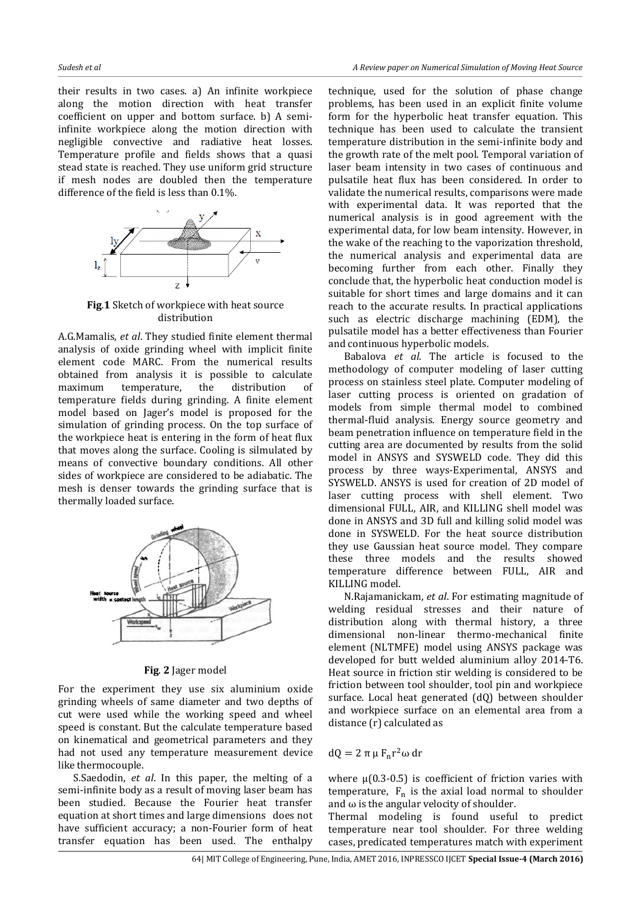their results in two cases. a) An infinite workpiece along the motion direction with heat transfer coefficient on upper and bottom surface. b) A semi-infinite workpiece along the motion direction with negligible convective and radiative heat losses. Temperature profile and fields shows that a quasi stead state is reached. They use uniform grid structure if mesh nodes are doubled then the temperature difference of the field is less than 0.1%.

**Fig.1** Sketch of workpiece with heat source distribution

A.G.Mamalis, *et al*. They studied finite element thermal analysis of oxide grinding wheel with implicit finite element code MARC. From the numerical results obtained from analysis it is possible to calculate maximum temperature, the distribution of temperature fields during grinding. A finite element model based on Jager's model is proposed for the simulation of grinding process. On the top surface of the workpiece heat is entering in the form of heat flux that moves along the surface. Cooling is silmulated by means of convective boundary conditions. All other sides of workpiece are considered to be adiabatic. The mesh is denser towards the grinding surface that is thermally loaded surface.

**Fig. 2** Jager model

For the experiment they use six aluminium oxide grinding wheels of same diameter and two depths of cut were used while the working speed and wheel speed is constant. But the calculate temperature based on kinematical and geometrical parameters and they had not used any temperature measurement device like thermocouple.

S.Saedodin, *et al*. In this paper, the melting of a semi-infinite body as a result of moving laser beam has been studied. Because the Fourier heat transfer equation at short times and large dimensions does not have sufficient accuracy; a non-Fourier form of heat transfer equation has been used. The enthalpy technique, used for the solution of phase change problems, has been used in an explicit finite volume form for the hyperbolic heat transfer equation. This technique has been used to calculate the transient temperature distribution in the semi-infinite body and the growth rate of the melt pool. Temporal variation of laser beam intensity in two cases of continuous and pulsatile heat flux has been considered. In order to validate the numerical results, comparisons were made with experimental data. It was reported that the numerical analysis is in good agreement with the experimental data, for low beam intensity. However, in the wake of the reaching to the vaporization threshold, the numerical analysis and experimental data are becoming further from each other. Finally they conclude that, the hyperbolic heat conduction model is suitable for short times and large domains and it can reach to the accurate results. In practical applications such as electric discharge machining (EDM), the pulsatile model has a better effectiveness than Fourier and continuous hyperbolic models.

Babalova *et al*. The article is focused to the methodology of computer modeling of laser cutting process on stainless steel plate. Computer modeling of laser cutting process is oriented on gradation of models from simple thermal model to combined thermal-fluid analysis. Energy source geometry and beam penetration influence on temperature field in the cutting area are documented by results from the solid model in ANSYS and SYSWELD code. They did this process by three ways-Experimental, ANSYS and SYSWELD. ANSYS is used for creation of 2D model of laser cutting process with shell element. Two dimensional FULL, AIR, and KILLING shell model was done in ANSYS and 3D full and killing solid model was done in SYSWELD. For the heat source distribution they use Gaussian heat source model. They compare these three models and the results showed temperature difference between FULL, AIR and KILLING model.

N.Rajamanickam, *et al*. For estimating magnitude of welding residual stresses and their nature of distribution along with thermal history, a three dimensional non-linear thermo-mechanical finite element (NLTMFE) model using ANSYS package was developed for butt welded aluminium alloy 2014-T6. Heat source in friction stir welding is considered to be friction between tool shoulder, tool pin and workpiece surface. Local heat generated (dQ) between shoulder and workpiece surface on an elemental area from a distance (r) calculated as

$$dQ = 2\,\pi\,\mu\,F_n r^2 \omega\,dr$$

where $\mu$(0.3-0.5) is coefficient of friction varies with temperature, $F_n$ is the axial load normal to shoulder and $\omega$ is the angular velocity of shoulder.

Thermal modeling is found useful to predict temperature near tool shoulder. For three welding cases, predicated temperatures match with experiment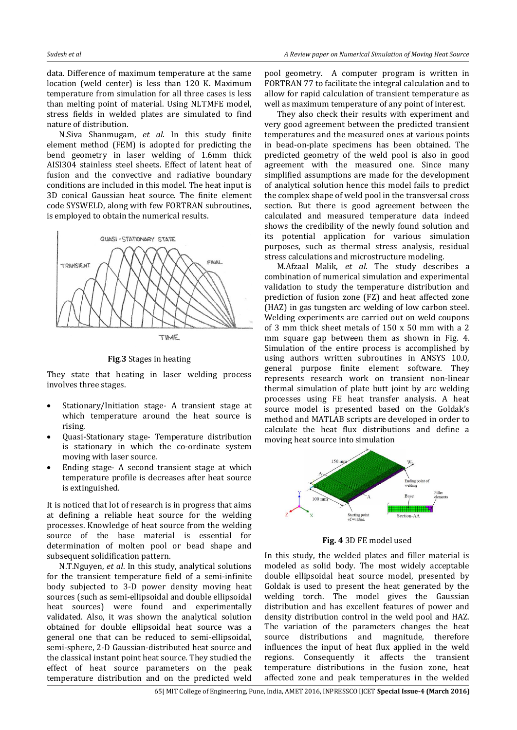data. Difference of maximum temperature at the same location (weld center) is less than 120 K. Maximum temperature from simulation for all three cases is less than melting point of material. Using NLTMFE model, stress fields in welded plates are simulated to find nature of distribution.

N.Siva Shanmugam, *et al*. In this study finite element method (FEM) is adopted for predicting the bend geometry in laser welding of 1.6mm thick AISI304 stainless steel sheets. Effect of latent heat of fusion and the convective and radiative boundary conditions are included in this model. The heat input is 3D conical Gaussian heat source. The finite element code SYSWELD, along with few FORTRAN subroutines, is employed to obtain the numerical results.

**Fig.3** Stages in heating

They state that heating in laser welding process involves three stages.

- Stationary/Initiation stage- A transient stage at which temperature around the heat source is rising.
- Quasi-Stationary stage- Temperature distribution is stationary in which the co-ordinate system moving with laser source.
- Ending stage- A second transient stage at which temperature profile is decreases after heat source is extinguished.

It is noticed that lot of research is in progress that aims at defining a reliable heat source for the welding processes. Knowledge of heat source from the welding source of the base material is essential for determination of molten pool or bead shape and subsequent solidification pattern.

N.T.Nguyen, *et al*. In this study, analytical solutions for the transient temperature field of a semi-infinite body subjected to 3-D power density moving heat sources (such as semi-ellipsoidal and double ellipsoidal heat sources) were found and experimentally validated. Also, it was shown the analytical solution obtained for double ellipsoidal heat source was a general one that can be reduced to semi-ellipsoidal, semi-sphere, 2-D Gaussian-distributed heat source and the classical instant point heat source. They studied the effect of heat source parameters on the peak temperature distribution and on the predicted weld pool geometry. A computer program is written in FORTRAN 77 to facilitate the integral calculation and to allow for rapid calculation of transient temperature as well as maximum temperature of any point of interest.

They also check their results with experiment and very good agreement between the predicted transient temperatures and the measured ones at various points in bead-on-plate specimens has been obtained. The predicted geometry of the weld pool is also in good agreement with the measured one. Since many simplified assumptions are made for the development of analytical solution hence this model fails to predict the complex shape of weld pool in the transversal cross section. But there is good agreement between the calculated and measured temperature data indeed shows the credibility of the newly found solution and its potential application for various simulation purposes, such as thermal stress analysis, residual stress calculations and microstructure modeling.

M.Afzaal Malik, *et al*. The study describes a combination of numerical simulation and experimental validation to study the temperature distribution and prediction of fusion zone (FZ) and heat affected zone (HAZ) in gas tungsten arc welding of low carbon steel. Welding experiments are carried out on weld coupons of 3 mm thick sheet metals of 150 x 50 mm with a 2 mm square gap between them as shown in Fig. 4. Simulation of the entire process is accomplished by using authors written subroutines in ANSYS 10.0, general purpose finite element software. They represents research work on transient non-linear thermal simulation of plate butt joint by arc welding processes using FE heat transfer analysis. A heat source model is presented based on the Goldak's method and MATLAB scripts are developed in order to calculate the heat flux distributions and define a moving heat source into simulation

**Fig. 4** 3D FE model used

In this study, the welded plates and filler material is modeled as solid body. The most widely acceptable double ellipsoidal heat source model, presented by Goldak is used to present the heat generated by the welding torch. The model gives the Gaussian distribution and has excellent features of power and density distribution control in the weld pool and HAZ. The variation of the parameters changes the heat source distributions and magnitude, therefore influences the input of heat flux applied in the weld regions. Consequently it affects the transient temperature distributions in the fusion zone, heat affected zone and peak temperatures in the welded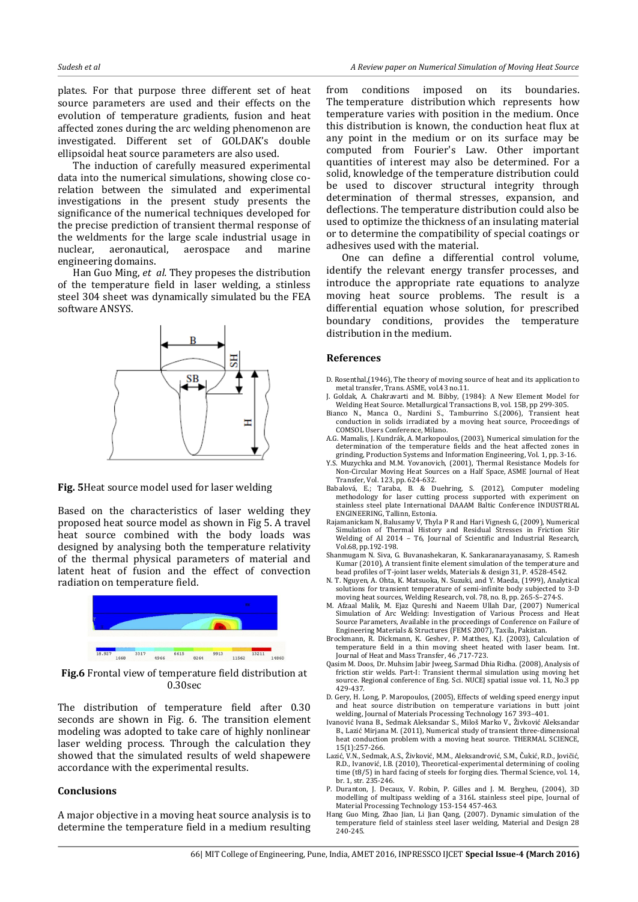plates. For that purpose three different set of heat source parameters are used and their effects on the evolution of temperature gradients, fusion and heat affected zones during the arc welding phenomenon are investigated. Different set of GOLDAK's double ellipsoidal heat source parameters are also used.

The induction of carefully measured experimental data into the numerical simulations, showing close co-relation between the simulated and experimental investigations in the present study presents the significance of the numerical techniques developed for the precise prediction of transient thermal response of the weldments for the large scale industrial usage in nuclear, aeronautical, aerospace and marine engineering domains.

Han Guo Ming, *et al.* They propeses the distribution of the temperature field in laser welding, a stinless steel 304 sheet was dynamically simulated bu the FEA software ANSYS.

B

SH

SB

H

**Fig. 5**Heat source model used for laser welding

Based on the characteristics of laser welding they proposed heat source model as shown in Fig 5. A travel heat source combined with the body loads was designed by analysing both the temperature relativity of the thermal physical parameters of material and latent heat of fusion and the effect of convection radiation on temperature field.

18.927 1668 3317 4966 6615 8264 9913 11562 13211 14860

**Fig.6** Frontal view of temperature field distribution at 0.30sec

The distribution of temperature field after 0.30 seconds are shown in Fig. 6. The transition element modeling was adopted to take care of highly nonlinear laser welding process. Through the calculation they showed that the simulated results of weld shapewere accordance with the experimental results.

## Conclusions

A major objective in a moving heat source analysis is to determine the temperature field in a medium resulting from conditions imposed on its boundaries. The temperature distribution which represents how temperature varies with position in the medium. Once this distribution is known, the conduction heat flux at any point in the medium or on its surface may be computed from Fourier's Law. Other important quantities of interest may also be determined. For a solid, knowledge of the temperature distribution could be used to discover structural integrity through determination of thermal stresses, expansion, and deflections. The temperature distribution could also be used to optimize the thickness of an insulating material or to determine the compatibility of special coatings or adhesives used with the material.

One can define a differential control volume, identify the relevant energy transfer processes, and introduce the appropriate rate equations to analyze moving heat source problems. The result is a differential equation whose solution, for prescribed boundary conditions, provides the temperature distribution in the medium.

## References

D. Rosenthal,(1946), The theory of moving source of heat and its application to metal transfer, Trans. ASME, vol.43 no.11.

J. Goldak, A. Chakravarti and M. Bibby, (1984): A New Element Model for Welding Heat Source. Metallurgical Transactions B, vol. 15B, pp 299-305.

Bianco N., Manca O., Nardini S., Tamburrino S.(2006), Transient heat conduction in solids irradiated by a moving heat source, Proceedings of COMSOL Users Conference, Milano.

A.G. Mamalis, J. Kundrák, A. Markopoulos, (2003), Numerical simulation for the determination of the temperature fields and the heat affected zones in grinding, Production Systems and Information Engineering, Vol. 1, pp. 3-16.

Y.S. Muzychka and M.M. Yovanovich, (2001), Thermal Resistance Models for Non-Circular Moving Heat Sources on a Half Space, ASME Journal of Heat Transfer, Vol. 123, pp. 624-632.

Babalová, E.; Taraba, B. & Duehring, S. (2012), Computer modeling methodology for laser cutting process supported with experiment on stainless steel plate International DAAAM Baltic Conference INDUSTRIAL ENGINEERING, Tallinn, Estonia.

Rajamanickam N, Balusamy V, Thyla P R and Hari Vignesh G, (2009), Numerical Simulation of Thermal History and Residual Stresses in Friction Stir Welding of Al 2014 – T6, Journal of Scientific and Industrial Research, Vol.68, pp.192-198.

Shanmugam N. Siva, G. Buvanashekaran, K. Sankaranarayanasamy, S. Ramesh Kumar (2010), A transient finite element simulation of the temperature and bead profiles of T-joint laser welds, Materials & design 31, P. 4528-4542.

N. T. Nguyen, A. Ohta, K. Matsuoka, N. Suzuki, and Y. Maeda, (1999), Analytical solutions for transient temperature of semi-infinite body subjected to 3-D moving heat sources, Welding Research, vol. 78, no. 8, pp. 265-S–274-S.

M. Afzaal Malik, M. Ejaz Qureshi and Naeem Ullah Dar, (2007) Numerical Simulation of Arc Welding: Investigation of Various Process and Heat Source Parameters, Available in the proceedings of Conference on Failure of Engineering Materials & Structures (FEMS 2007), Taxila, Pakistan.

Brockmann, R. Dickmann, K. Geshev, P. Matthes, KJ. (2003), Calculation of temperature field in a thin moving sheet heated with laser beam. Int. Journal of Heat and Mass Transfer, 46 ,717-723.

Qasim M. Doos, Dr. Muhsim Jabir Jweeg, Sarmad Dhia Ridha. (2008), Analysis of friction stir welds. Part-I: Transient thermal simulation using moving het source. Regional conference of Eng. Sci. NUCEJ spatial issue vol. 11, No.3 pp 429-437.

D. Gery, H. Long, P. Maropoulos, (2005), Effects of welding speed energy input and heat source distribution on temperature variations in butt joint welding, Journal of Materials Processing Technology 167 393–401.

Ivanović Ivana B., Sedmak Aleksandar S., Miloš Marko V., Živković Aleksandar B., Lazić Mirjana M. (2011), Numerical study of transient three-dimensional heat conduction problem with a moving heat source. THERMAL SCIENCE, 15(1):257-266.

Lazić, V.N., Sedmak, A.S., Živković, M.M., Aleksandrović, S.M., Čukić, R.D., Jovičić, R.D., Ivanović, I.B. (2010), Theoretical-experimental determining of cooling time (t8/5) in hard facing of steels for forging dies. Thermal Science, vol. 14, br. 1, str. 235-246.

P. Duranton, J. Decaux, V. Robin, P. Gilles and J. M. Bergheu, (2004), 3D modelling of multipass welding of a 316L stainless steel pipe, Journal of Material Processing Technology 153-154 457-463.

Hang Guo Ming, Zhao Jian, Li Jian Qang, (2007). Dynamic simulation of the temperature field of stainless steel laser welding, Material and Design 28 240-245.